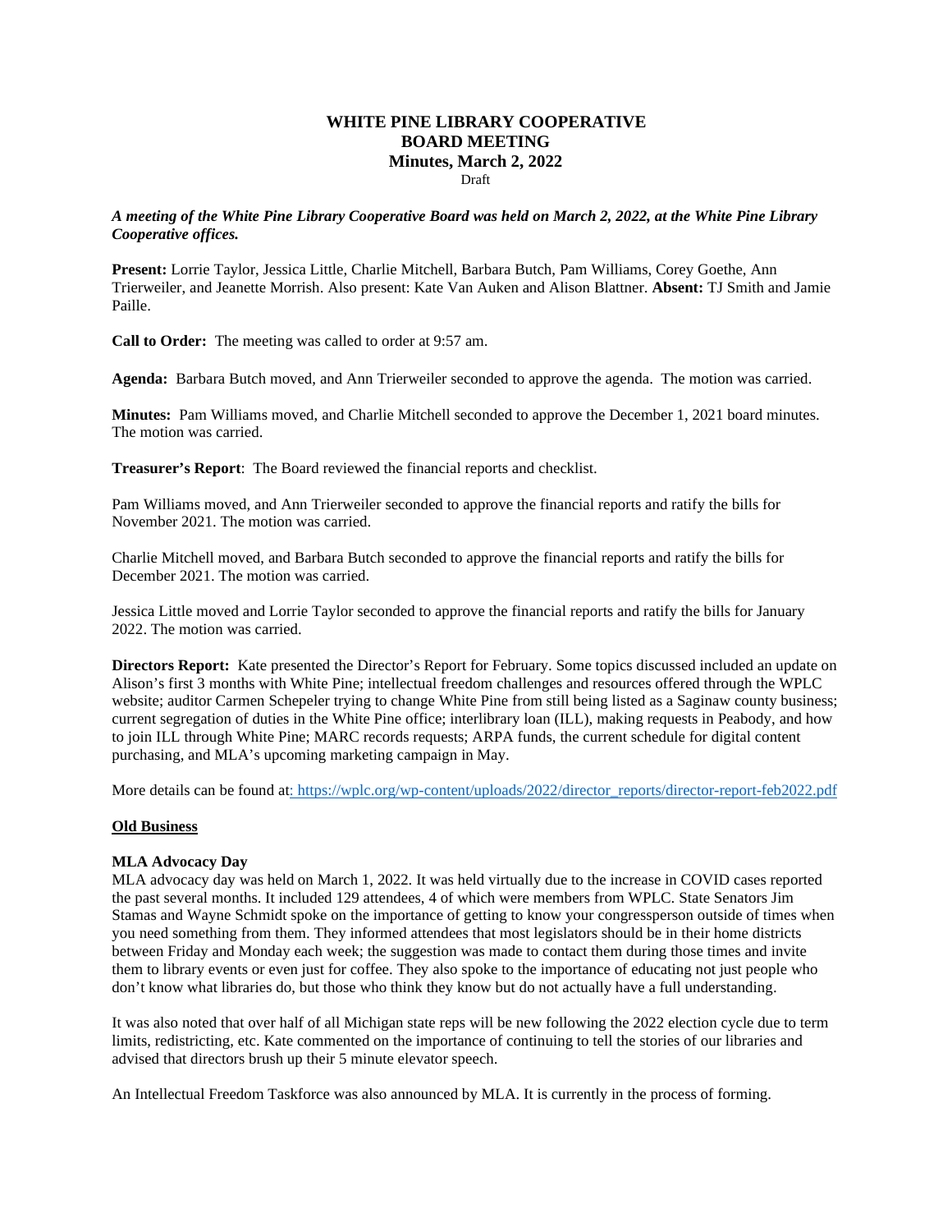# WHITE PINE LIBRARY COOPERATIVE
## BOARD MEETING
## Minutes, March 2, 2022

Draft

***A meeting of the White Pine Library Cooperative Board was held on March 2, 2022, at the White Pine Library Cooperative offices.***

**Present:** Lorrie Taylor, Jessica Little, Charlie Mitchell, Barbara Butch, Pam Williams, Corey Goethe, Ann Trierweiler, and Jeanette Morrish. Also present: Kate Van Auken and Alison Blattner. **Absent:** TJ Smith and Jamie Paille.

**Call to Order:** The meeting was called to order at 9:57 am.

**Agenda:** Barbara Butch moved, and Ann Trierweiler seconded to approve the agenda. The motion was carried.

**Minutes:** Pam Williams moved, and Charlie Mitchell seconded to approve the December 1, 2021 board minutes. The motion was carried.

**Treasurer's Report**: The Board reviewed the financial reports and checklist.

Pam Williams moved, and Ann Trierweiler seconded to approve the financial reports and ratify the bills for November 2021. The motion was carried.

Charlie Mitchell moved, and Barbara Butch seconded to approve the financial reports and ratify the bills for December 2021. The motion was carried.

Jessica Little moved and Lorrie Taylor seconded to approve the financial reports and ratify the bills for January 2022. The motion was carried.

**Directors Report:** Kate presented the Director's Report for February. Some topics discussed included an update on Alison's first 3 months with White Pine; intellectual freedom challenges and resources offered through the WPLC website; auditor Carmen Schepeler trying to change White Pine from still being listed as a Saginaw county business; current segregation of duties in the White Pine office; interlibrary loan (ILL), making requests in Peabody, and how to join ILL through White Pine; MARC records requests; ARPA funds, the current schedule for digital content purchasing, and MLA's upcoming marketing campaign in May.

More details can be found at: https://wplc.org/wp-content/uploads/2022/director_reports/director-report-feb2022.pdf

**Old Business**

**MLA Advocacy Day**

MLA advocacy day was held on March 1, 2022. It was held virtually due to the increase in COVID cases reported the past several months. It included 129 attendees, 4 of which were members from WPLC. State Senators Jim Stamas and Wayne Schmidt spoke on the importance of getting to know your congressperson outside of times when you need something from them. They informed attendees that most legislators should be in their home districts between Friday and Monday each week; the suggestion was made to contact them during those times and invite them to library events or even just for coffee. They also spoke to the importance of educating not just people who don't know what libraries do, but those who think they know but do not actually have a full understanding.

It was also noted that over half of all Michigan state reps will be new following the 2022 election cycle due to term limits, redistricting, etc. Kate commented on the importance of continuing to tell the stories of our libraries and advised that directors brush up their 5 minute elevator speech.

An Intellectual Freedom Taskforce was also announced by MLA. It is currently in the process of forming.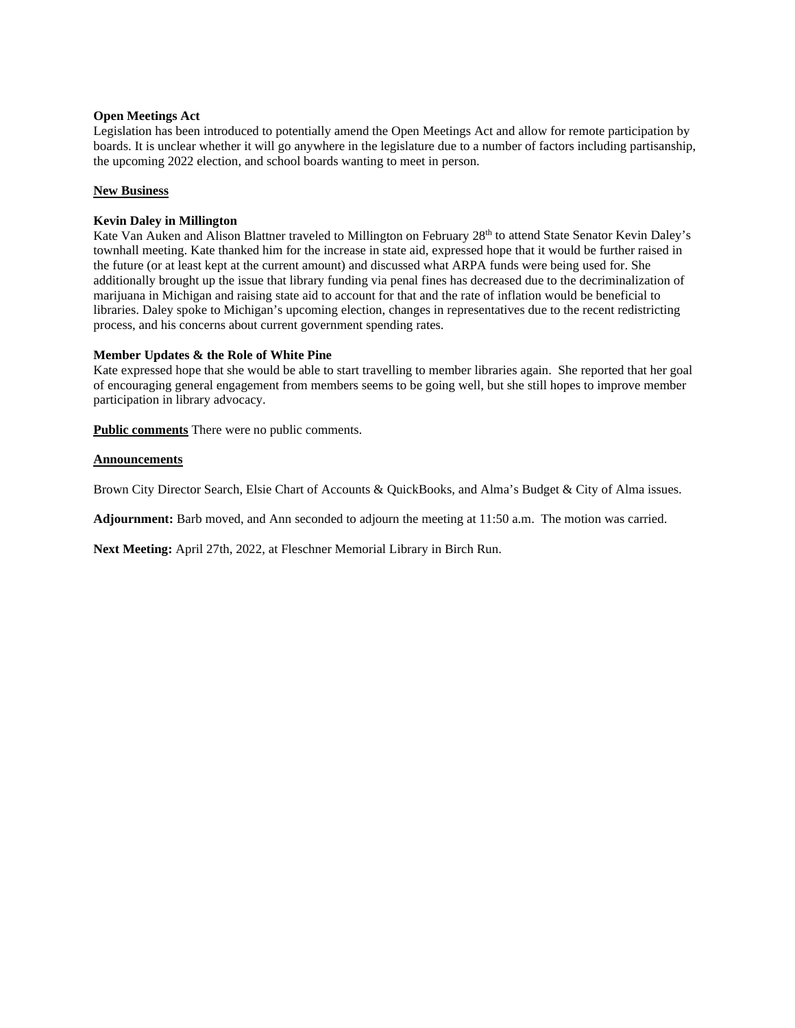**Open Meetings Act**

Legislation has been introduced to potentially amend the Open Meetings Act and allow for remote participation by boards. It is unclear whether it will go anywhere in the legislature due to a number of factors including partisanship, the upcoming 2022 election, and school boards wanting to meet in person.

**New Business**

**Kevin Daley in Millington**

Kate Van Auken and Alison Blattner traveled to Millington on February 28th to attend State Senator Kevin Daley's townhall meeting. Kate thanked him for the increase in state aid, expressed hope that it would be further raised in the future (or at least kept at the current amount) and discussed what ARPA funds were being used for. She additionally brought up the issue that library funding via penal fines has decreased due to the decriminalization of marijuana in Michigan and raising state aid to account for that and the rate of inflation would be beneficial to libraries. Daley spoke to Michigan's upcoming election, changes in representatives due to the recent redistricting process, and his concerns about current government spending rates.

**Member Updates & the Role of White Pine**

Kate expressed hope that she would be able to start travelling to member libraries again. She reported that her goal of encouraging general engagement from members seems to be going well, but she still hopes to improve member participation in library advocacy.

**Public comments** There were no public comments.

**Announcements**

Brown City Director Search, Elsie Chart of Accounts & QuickBooks, and Alma's Budget & City of Alma issues.

**Adjournment:** Barb moved, and Ann seconded to adjourn the meeting at 11:50 a.m. The motion was carried.

**Next Meeting:** April 27th, 2022, at Fleschner Memorial Library in Birch Run.